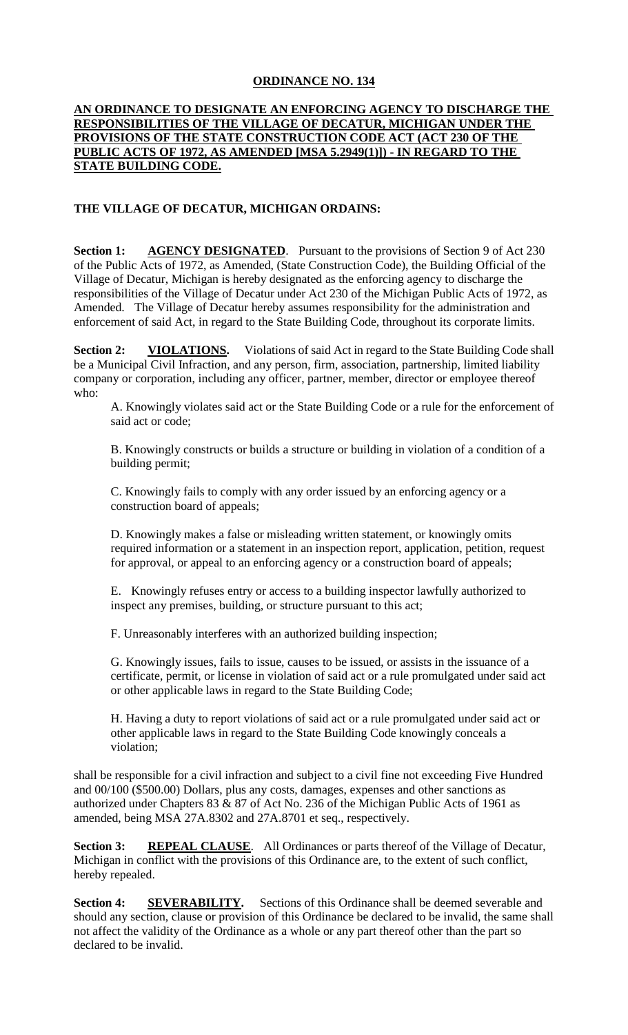# ORDINANCE NO. 134

**AN ORDINANCE TO DESIGNATE AN ENFORCING AGENCY TO DISCHARGE THE RESPONSIBILITIES OF THE VILLAGE OF DECATUR, MICHIGAN UNDER THE PROVISIONS OF THE STATE CONSTRUCTION CODE ACT (ACT 230 OF THE PUBLIC ACTS OF 1972, AS AMENDED [MSA 5.2949(1)]) - IN REGARD TO THE STATE BUILDING CODE.**

**THE VILLAGE OF DECATUR, MICHIGAN ORDAINS:**

**Section 1: AGENCY DESIGNATED**. Pursuant to the provisions of Section 9 of Act 230 of the Public Acts of 1972, as Amended, (State Construction Code), the Building Official of the Village of Decatur, Michigan is hereby designated as the enforcing agency to discharge the responsibilities of the Village of Decatur under Act 230 of the Michigan Public Acts of 1972, as Amended. The Village of Decatur hereby assumes responsibility for the administration and enforcement of said Act, in regard to the State Building Code, throughout its corporate limits.

**Section 2: VIOLATIONS.** Violations of said Act in regard to the State Building Code shall be a Municipal Civil Infraction, and any person, firm, association, partnership, limited liability company or corporation, including any officer, partner, member, director or employee thereof who:

A. Knowingly violates said act or the State Building Code or a rule for the enforcement of said act or code;

B. Knowingly constructs or builds a structure or building in violation of a condition of a building permit;

C. Knowingly fails to comply with any order issued by an enforcing agency or a construction board of appeals;

D. Knowingly makes a false or misleading written statement, or knowingly omits required information or a statement in an inspection report, application, petition, request for approval, or appeal to an enforcing agency or a construction board of appeals;

E. Knowingly refuses entry or access to a building inspector lawfully authorized to inspect any premises, building, or structure pursuant to this act;

F. Unreasonably interferes with an authorized building inspection;

G. Knowingly issues, fails to issue, causes to be issued, or assists in the issuance of a certificate, permit, or license in violation of said act or a rule promulgated under said act or other applicable laws in regard to the State Building Code;

H. Having a duty to report violations of said act or a rule promulgated under said act or other applicable laws in regard to the State Building Code knowingly conceals a violation;

shall be responsible for a civil infraction and subject to a civil fine not exceeding Five Hundred and 00/100 ($500.00) Dollars, plus any costs, damages, expenses and other sanctions as authorized under Chapters 83 & 87 of Act No. 236 of the Michigan Public Acts of 1961 as amended, being MSA 27A.8302 and 27A.8701 et seq., respectively.

**Section 3: REPEAL CLAUSE**. All Ordinances or parts thereof of the Village of Decatur, Michigan in conflict with the provisions of this Ordinance are, to the extent of such conflict, hereby repealed.

**Section 4: SEVERABILITY.** Sections of this Ordinance shall be deemed severable and should any section, clause or provision of this Ordinance be declared to be invalid, the same shall not affect the validity of the Ordinance as a whole or any part thereof other than the part so declared to be invalid.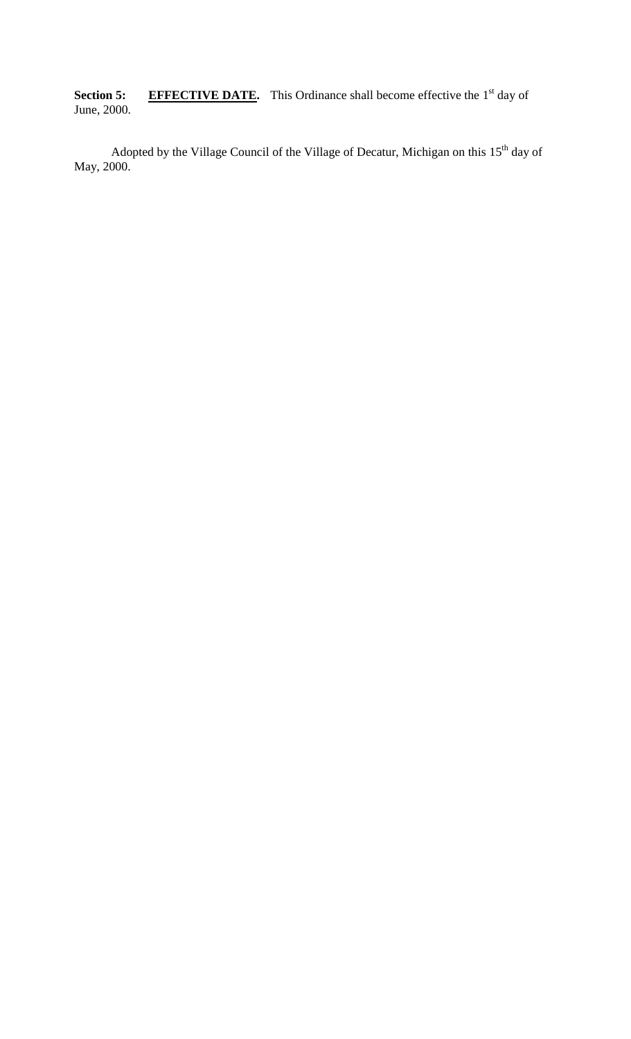**Section 5:** **EFFECTIVE DATE.** This Ordinance shall become effective the 1st day of June, 2000.

Adopted by the Village Council of the Village of Decatur, Michigan on this 15th day of May, 2000.